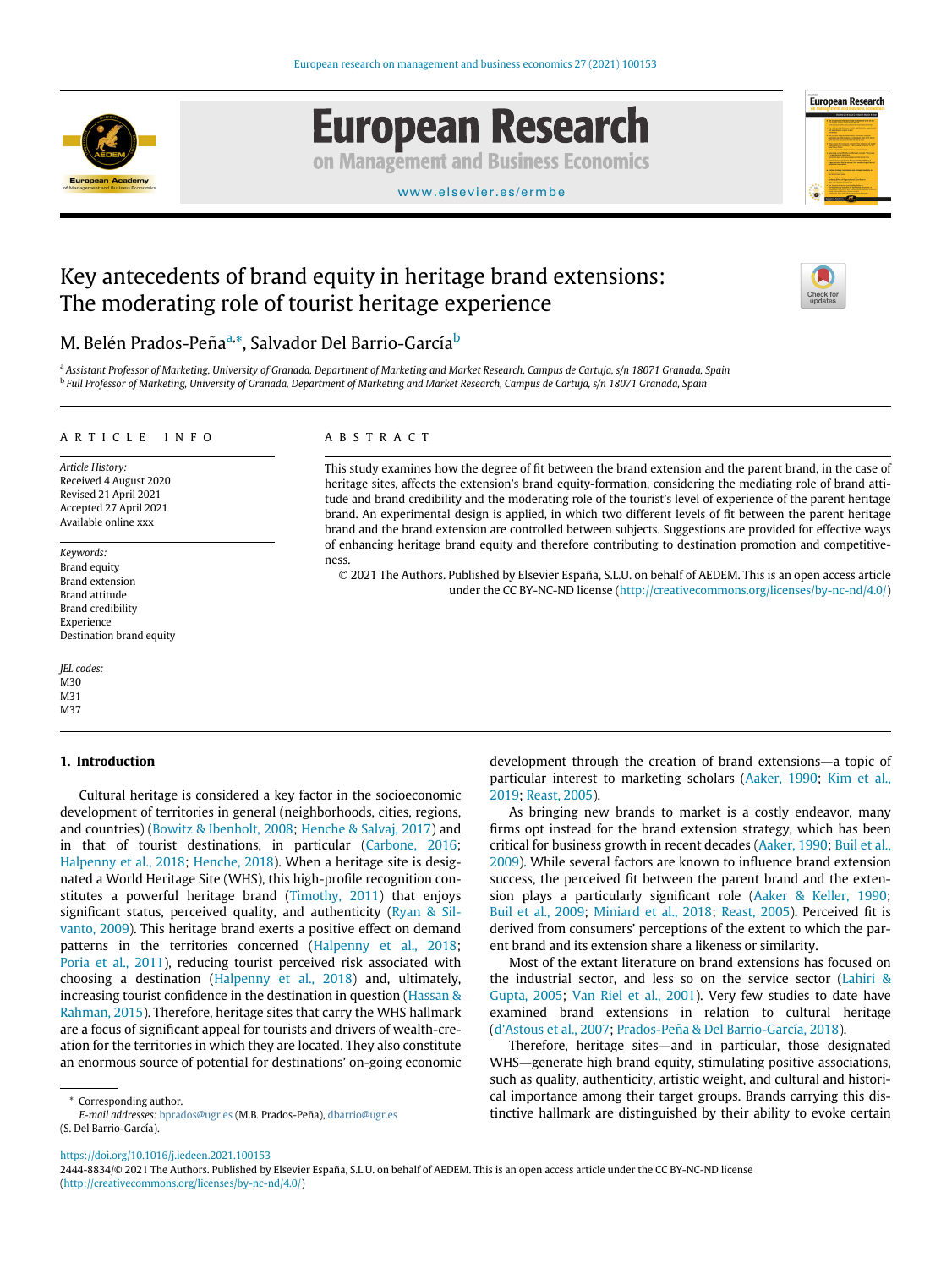# Key antecedents of brand equity in heritage brand extensions: The moderating role of tourist heritage experience

M. Belén Prados-Peña[a,*], Salvador Del Barrio-García[b]

[a] Assistant Professor of Marketing, University of Granada, Department of Marketing and Market Research, Campus de Cartuja, s/n 18071 Granada, Spain
[b] Full Professor of Marketing, University of Granada, Department of Marketing and Market Research, Campus de Cartuja, s/n 18071 Granada, Spain

## ARTICLE INFO

*Article History:*
Received 4 August 2020
Revised 21 April 2021
Accepted 27 April 2021
Available online xxx

*Keywords:*
Brand equity
Brand extension
Brand attitude
Brand credibility
Experience
Destination brand equity

*JEL codes:*
M30
M31
M37

## ABSTRACT

This study examines how the degree of fit between the brand extension and the parent brand, in the case of heritage sites, affects the extension's brand equity-formation, considering the mediating role of brand attitude and brand credibility and the moderating role of the tourist's level of experience of the parent heritage brand. An experimental design is applied, in which two different levels of fit between the parent heritage brand and the brand extension are controlled between subjects. Suggestions are provided for effective ways of enhancing heritage brand equity and therefore contributing to destination promotion and competitiveness.

© 2021 The Authors. Published by Elsevier España, S.L.U. on behalf of AEDEM. This is an open access article under the CC BY-NC-ND license (http://creativecommons.org/licenses/by-nc-nd/4.0/)

## 1. Introduction

Cultural heritage is considered a key factor in the socioeconomic development of territories in general (neighborhoods, cities, regions, and countries) (Bowitz & Ibenholt, 2008; Henche & Salvaj, 2017) and in that of tourist destinations, in particular (Carbone, 2016; Halpenny et al., 2018; Henche, 2018). When a heritage site is designated a World Heritage Site (WHS), this high-profile recognition constitutes a powerful heritage brand (Timothy, 2011) that enjoys significant status, perceived quality, and authenticity (Ryan & Silvanto, 2009). This heritage brand exerts a positive effect on demand patterns in the territories concerned (Halpenny et al., 2018; Poria et al., 2011), reducing tourist perceived risk associated with choosing a destination (Halpenny et al., 2018) and, ultimately, increasing tourist confidence in the destination in question (Hassan & Rahman, 2015). Therefore, heritage sites that carry the WHS hallmark are a focus of significant appeal for tourists and drivers of wealth-creation for the territories in which they are located. They also constitute an enormous source of potential for destinations' on-going economic development through the creation of brand extensions—a topic of particular interest to marketing scholars (Aaker, 1990; Kim et al., 2019; Reast, 2005).

As bringing new brands to market is a costly endeavor, many firms opt instead for the brand extension strategy, which has been critical for business growth in recent decades (Aaker, 1990; Buil et al., 2009). While several factors are known to influence brand extension success, the perceived fit between the parent brand and the extension plays a particularly significant role (Aaker & Keller, 1990; Buil et al., 2009; Miniard et al., 2018; Reast, 2005). Perceived fit is derived from consumers' perceptions of the extent to which the parent brand and its extension share a likeness or similarity.

Most of the extant literature on brand extensions has focused on the industrial sector, and less so on the service sector (Lahiri & Gupta, 2005; Van Riel et al., 2001). Very few studies to date have examined brand extensions in relation to cultural heritage (d'Astous et al., 2007; Prados-Peña & Del Barrio-García, 2018).

Therefore, heritage sites—and in particular, those designated WHS—generate high brand equity, stimulating positive associations, such as quality, authenticity, artistic weight, and cultural and historical importance among their target groups. Brands carrying this distinctive hallmark are distinguished by their ability to evoke certain

* Corresponding author.
*E-mail addresses:* bprados@ugr.es (M.B. Prados-Peña), dbarrio@ugr.es (S. Del Barrio-García).

https://doi.org/10.1016/j.iedeen.2021.100153
2444-8834/© 2021 The Authors. Published by Elsevier España, S.L.U. on behalf of AEDEM. This is an open access article under the CC BY-NC-ND license (http://creativecommons.org/licenses/by-nc-nd/4.0/)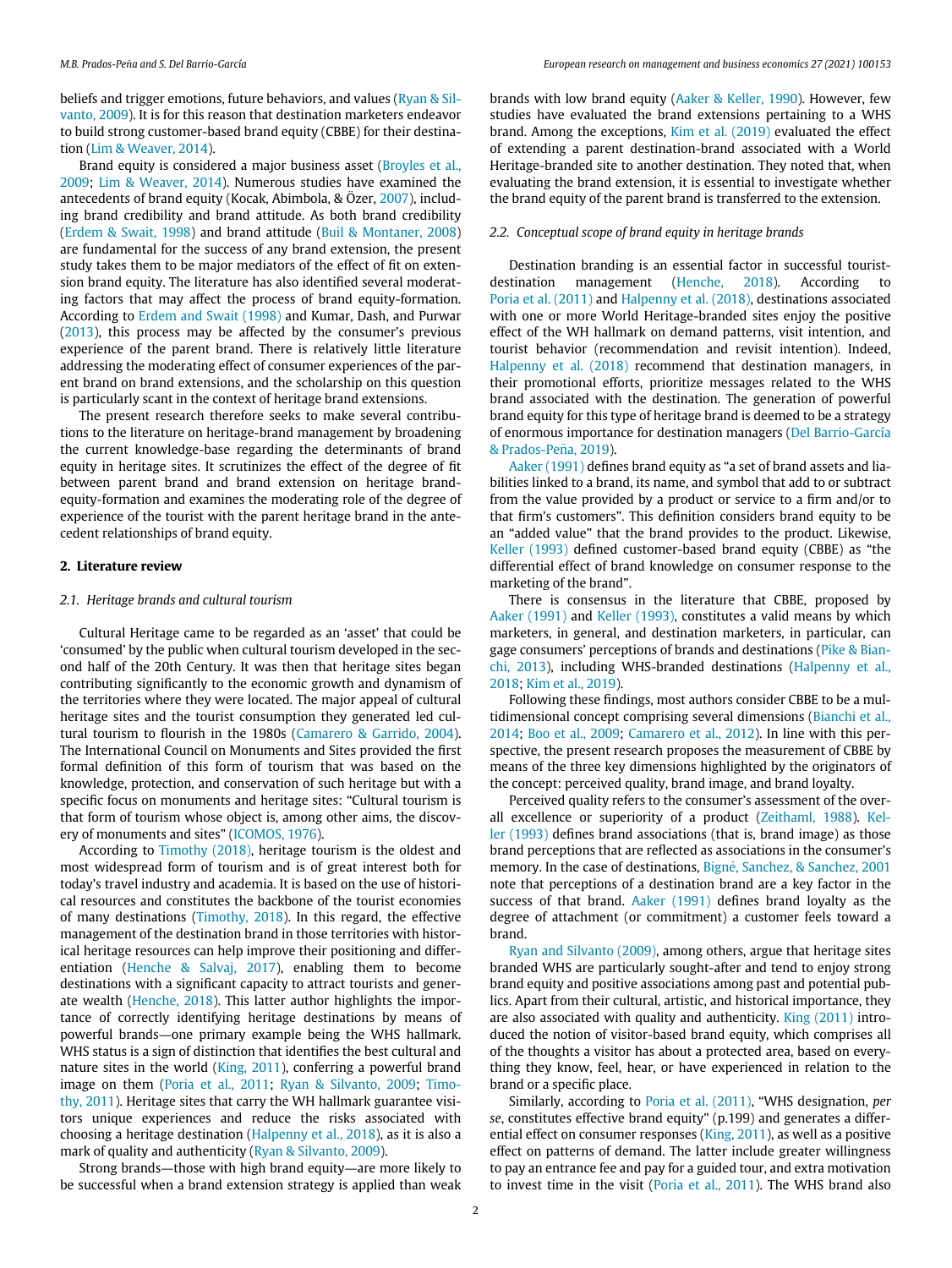beliefs and trigger emotions, future behaviors, and values (Ryan & Silvanto, 2009). It is for this reason that destination marketers endeavor to build strong customer-based brand equity (CBBE) for their destination (Lim & Weaver, 2014).

Brand equity is considered a major business asset (Broyles et al., 2009; Lim & Weaver, 2014). Numerous studies have examined the antecedents of brand equity (Kocak, Abimbola, & Özer, 2007), including brand credibility and brand attitude. As both brand credibility (Erdem & Swait, 1998) and brand attitude (Buil & Montaner, 2008) are fundamental for the success of any brand extension, the present study takes them to be major mediators of the effect of fit on extension brand equity. The literature has also identified several moderating factors that may affect the process of brand equity-formation. According to Erdem and Swait (1998) and Kumar, Dash, and Purwar (2013), this process may be affected by the consumer's previous experience of the parent brand. There is relatively little literature addressing the moderating effect of consumer experiences of the parent brand on brand extensions, and the scholarship on this question is particularly scant in the context of heritage brand extensions.

The present research therefore seeks to make several contributions to the literature on heritage-brand management by broadening the current knowledge-base regarding the determinants of brand equity in heritage sites. It scrutinizes the effect of the degree of fit between parent brand and brand extension on heritage brand-equity-formation and examines the moderating role of the degree of experience of the tourist with the parent heritage brand in the antecedent relationships of brand equity.

## 2. Literature review

### 2.1. Heritage brands and cultural tourism

Cultural Heritage came to be regarded as an 'asset' that could be 'consumed' by the public when cultural tourism developed in the second half of the 20th Century. It was then that heritage sites began contributing significantly to the economic growth and dynamism of the territories where they were located. The major appeal of cultural heritage sites and the tourist consumption they generated led cultural tourism to flourish in the 1980s (Camarero & Garrido, 2004). The International Council on Monuments and Sites provided the first formal definition of this form of tourism that was based on the knowledge, protection, and conservation of such heritage but with a specific focus on monuments and heritage sites: "Cultural tourism is that form of tourism whose object is, among other aims, the discovery of monuments and sites" (ICOMOS, 1976).

According to Timothy (2018), heritage tourism is the oldest and most widespread form of tourism and is of great interest both for today's travel industry and academia. It is based on the use of historical resources and constitutes the backbone of the tourist economies of many destinations (Timothy, 2018). In this regard, the effective management of the destination brand in those territories with historical heritage resources can help improve their positioning and differentiation (Henche & Salvaj, 2017), enabling them to become destinations with a significant capacity to attract tourists and generate wealth (Henche, 2018). This latter author highlights the importance of correctly identifying heritage destinations by means of powerful brands—one primary example being the WHS hallmark. WHS status is a sign of distinction that identifies the best cultural and nature sites in the world (King, 2011), conferring a powerful brand image on them (Poria et al., 2011; Ryan & Silvanto, 2009; Timothy, 2011). Heritage sites that carry the WH hallmark guarantee visitors unique experiences and reduce the risks associated with choosing a heritage destination (Halpenny et al., 2018), as it is also a mark of quality and authenticity (Ryan & Silvanto, 2009).

Strong brands—those with high brand equity—are more likely to be successful when a brand extension strategy is applied than weak brands with low brand equity (Aaker & Keller, 1990). However, few studies have evaluated the brand extensions pertaining to a WHS brand. Among the exceptions, Kim et al. (2019) evaluated the effect of extending a parent destination-brand associated with a World Heritage-branded site to another destination. They noted that, when evaluating the brand extension, it is essential to investigate whether the brand equity of the parent brand is transferred to the extension.

### 2.2. Conceptual scope of brand equity in heritage brands

Destination branding is an essential factor in successful tourist-destination management (Henche, 2018). According to Poria et al. (2011) and Halpenny et al. (2018), destinations associated with one or more World Heritage-branded sites enjoy the positive effect of the WH hallmark on demand patterns, visit intention, and tourist behavior (recommendation and revisit intention). Indeed, Halpenny et al. (2018) recommend that destination managers, in their promotional efforts, prioritize messages related to the WHS brand associated with the destination. The generation of powerful brand equity for this type of heritage brand is deemed to be a strategy of enormous importance for destination managers (Del Barrio-García & Prados-Peña, 2019).

Aaker (1991) defines brand equity as "a set of brand assets and liabilities linked to a brand, its name, and symbol that add to or subtract from the value provided by a product or service to a firm and/or to that firm's customers". This definition considers brand equity to be an "added value" that the brand provides to the product. Likewise, Keller (1993) defined customer-based brand equity (CBBE) as "the differential effect of brand knowledge on consumer response to the marketing of the brand".

There is consensus in the literature that CBBE, proposed by Aaker (1991) and Keller (1993), constitutes a valid means by which marketers, in general, and destination marketers, in particular, can gage consumers' perceptions of brands and destinations (Pike & Bianchi, 2013), including WHS-branded destinations (Halpenny et al., 2018; Kim et al., 2019).

Following these findings, most authors consider CBBE to be a multidimensional concept comprising several dimensions (Bianchi et al., 2014; Boo et al., 2009; Camarero et al., 2012). In line with this perspective, the present research proposes the measurement of CBBE by means of the three key dimensions highlighted by the originators of the concept: perceived quality, brand image, and brand loyalty.

Perceived quality refers to the consumer's assessment of the overall excellence or superiority of a product (Zeithaml, 1988). Keller (1993) defines brand associations (that is, brand image) as those brand perceptions that are reflected as associations in the consumer's memory. In the case of destinations, Bigné, Sanchez, & Sanchez, 2001 note that perceptions of a destination brand are a key factor in the success of that brand. Aaker (1991) defines brand loyalty as the degree of attachment (or commitment) a customer feels toward a brand.

Ryan and Silvanto (2009), among others, argue that heritage sites branded WHS are particularly sought-after and tend to enjoy strong brand equity and positive associations among past and potential publics. Apart from their cultural, artistic, and historical importance, they are also associated with quality and authenticity. King (2011) introduced the notion of visitor-based brand equity, which comprises all of the thoughts a visitor has about a protected area, based on everything they know, feel, hear, or have experienced in relation to the brand or a specific place.

Similarly, according to Poria et al. (2011), "WHS designation, *per se*, constitutes effective brand equity" (p.199) and generates a differential effect on consumer responses (King, 2011), as well as a positive effect on patterns of demand. The latter include greater willingness to pay an entrance fee and pay for a guided tour, and extra motivation to invest time in the visit (Poria et al., 2011). The WHS brand also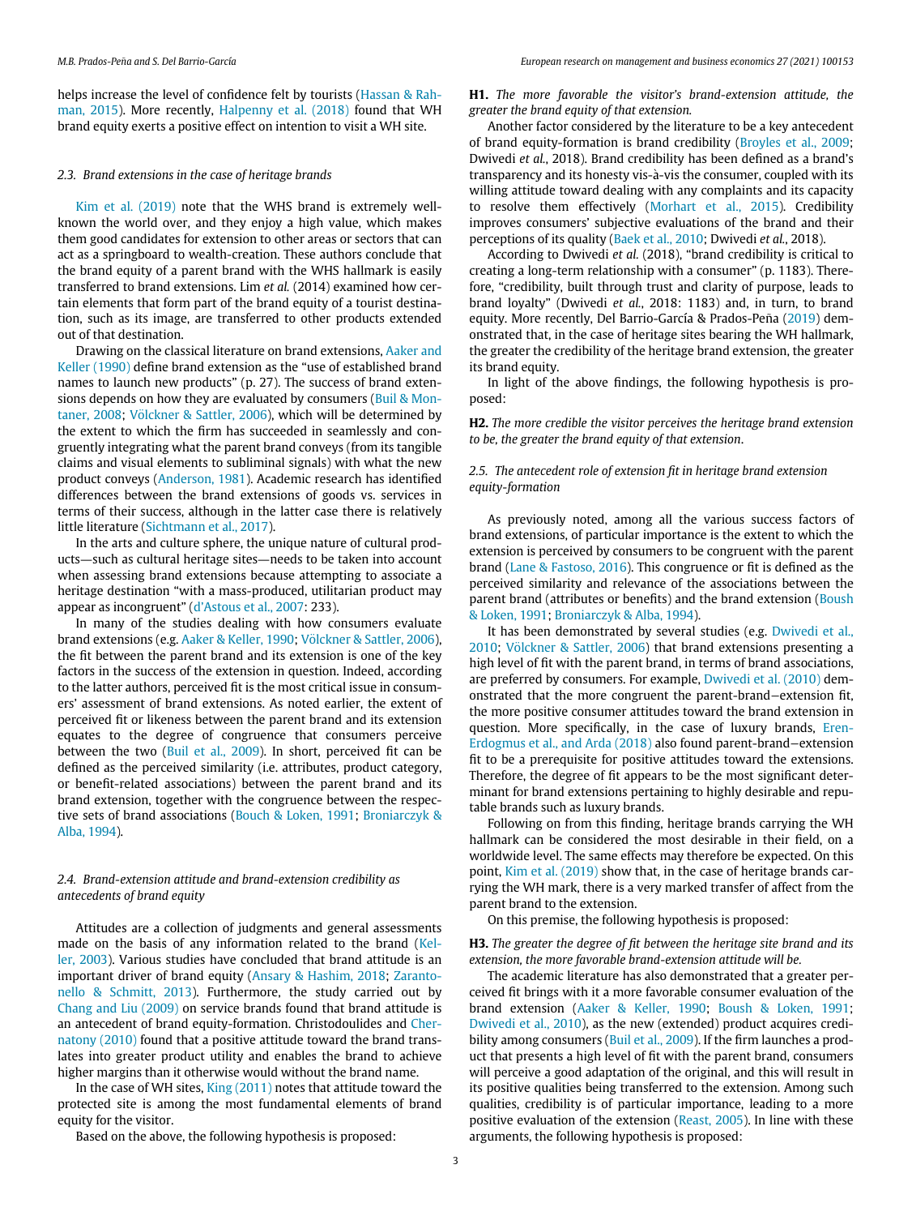helps increase the level of confidence felt by tourists (Hassan & Rahman, 2015). More recently, Halpenny et al. (2018) found that WH brand equity exerts a positive effect on intention to visit a WH site.

### 2.3. Brand extensions in the case of heritage brands

Kim et al. (2019) note that the WHS brand is extremely well-known the world over, and they enjoy a high value, which makes them good candidates for extension to other areas or sectors that can act as a springboard to wealth-creation. These authors conclude that the brand equity of a parent brand with the WHS hallmark is easily transferred to brand extensions. Lim *et al.* (2014) examined how certain elements that form part of the brand equity of a tourist destination, such as its image, are transferred to other products extended out of that destination.

Drawing on the classical literature on brand extensions, Aaker and Keller (1990) define brand extension as the "use of established brand names to launch new products" (p. 27). The success of brand extensions depends on how they are evaluated by consumers (Buil & Montaner, 2008; Völckner & Sattler, 2006), which will be determined by the extent to which the firm has succeeded in seamlessly and congruently integrating what the parent brand conveys (from its tangible claims and visual elements to subliminal signals) with what the new product conveys (Anderson, 1981). Academic research has identified differences between the brand extensions of goods vs. services in terms of their success, although in the latter case there is relatively little literature (Sichtmann et al., 2017).

In the arts and culture sphere, the unique nature of cultural products—such as cultural heritage sites—needs to be taken into account when assessing brand extensions because attempting to associate a heritage destination "with a mass-produced, utilitarian product may appear as incongruent" (d'Astous et al., 2007: 233).

In many of the studies dealing with how consumers evaluate brand extensions (e.g. Aaker & Keller, 1990; Völckner & Sattler, 2006), the fit between the parent brand and its extension is one of the key factors in the success of the extension in question. Indeed, according to the latter authors, perceived fit is the most critical issue in consumers' assessment of brand extensions. As noted earlier, the extent of perceived fit or likeness between the parent brand and its extension equates to the degree of congruence that consumers perceive between the two (Buil et al., 2009). In short, perceived fit can be defined as the perceived similarity (i.e. attributes, product category, or benefit-related associations) between the parent brand and its brand extension, together with the congruence between the respective sets of brand associations (Bouch & Loken, 1991; Broniarczyk & Alba, 1994).

### 2.4. Brand-extension attitude and brand-extension credibility as antecedents of brand equity

Attitudes are a collection of judgments and general assessments made on the basis of any information related to the brand (Keller, 2003). Various studies have concluded that brand attitude is an important driver of brand equity (Ansary & Hashim, 2018; Zarantonello & Schmitt, 2013). Furthermore, the study carried out by Chang and Liu (2009) on service brands found that brand attitude is an antecedent of brand equity-formation. Christodoulides and Chernatony (2010) found that a positive attitude toward the brand translates into greater product utility and enables the brand to achieve higher margins than it otherwise would without the brand name.

In the case of WH sites, King (2011) notes that attitude toward the protected site is among the most fundamental elements of brand equity for the visitor.

Based on the above, the following hypothesis is proposed:

**H1.** *The more favorable the visitor's brand-extension attitude, the greater the brand equity of that extension.*

Another factor considered by the literature to be a key antecedent of brand equity-formation is brand credibility (Broyles et al., 2009; Dwivedi *et al.*, 2018). Brand credibility has been defined as a brand's transparency and its honesty vis-à-vis the consumer, coupled with its willing attitude toward dealing with any complaints and its capacity to resolve them effectively (Morhart et al., 2015). Credibility improves consumers' subjective evaluations of the brand and their perceptions of its quality (Baek et al., 2010; Dwivedi *et al.*, 2018).

According to Dwivedi *et al.* (2018), "brand credibility is critical to creating a long-term relationship with a consumer" (p. 1183). Therefore, "credibility, built through trust and clarity of purpose, leads to brand loyalty" (Dwivedi *et al.*, 2018: 1183) and, in turn, to brand equity. More recently, Del Barrio-García & Prados-Peña (2019) demonstrated that, in the case of heritage sites bearing the WH hallmark, the greater the credibility of the heritage brand extension, the greater its brand equity.

In light of the above findings, the following hypothesis is proposed:

**H2.** *The more credible the visitor perceives the heritage brand extension to be, the greater the brand equity of that extension.*

### 2.5. The antecedent role of extension fit in heritage brand extension equity-formation

As previously noted, among all the various success factors of brand extensions, of particular importance is the extent to which the extension is perceived by consumers to be congruent with the parent brand (Lane & Fastoso, 2016). This congruence or fit is defined as the perceived similarity and relevance of the associations between the parent brand (attributes or benefits) and the brand extension (Boush & Loken, 1991; Broniarczyk & Alba, 1994).

It has been demonstrated by several studies (e.g. Dwivedi et al., 2010; Völckner & Sattler, 2006) that brand extensions presenting a high level of fit with the parent brand, in terms of brand associations, are preferred by consumers. For example, Dwivedi et al. (2010) demonstrated that the more congruent the parent-brand–extension fit, the more positive consumer attitudes toward the brand extension in question. More specifically, in the case of luxury brands, Eren-Erdogmus et al., and Arda (2018) also found parent-brand–extension fit to be a prerequisite for positive attitudes toward the extensions. Therefore, the degree of fit appears to be the most significant determinant for brand extensions pertaining to highly desirable and reputable brands such as luxury brands.

Following on from this finding, heritage brands carrying the WH hallmark can be considered the most desirable in their field, on a worldwide level. The same effects may therefore be expected. On this point, Kim et al. (2019) show that, in the case of heritage brands carrying the WH mark, there is a very marked transfer of affect from the parent brand to the extension.

On this premise, the following hypothesis is proposed:

**H3.** *The greater the degree of fit between the heritage site brand and its extension, the more favorable brand-extension attitude will be.*

The academic literature has also demonstrated that a greater perceived fit brings with it a more favorable consumer evaluation of the brand extension (Aaker & Keller, 1990; Boush & Loken, 1991; Dwivedi et al., 2010), as the new (extended) product acquires credibility among consumers (Buil et al., 2009). If the firm launches a product that presents a high level of fit with the parent brand, consumers will perceive a good adaptation of the original, and this will result in its positive qualities being transferred to the extension. Among such qualities, credibility is of particular importance, leading to a more positive evaluation of the extension (Reast, 2005). In line with these arguments, the following hypothesis is proposed: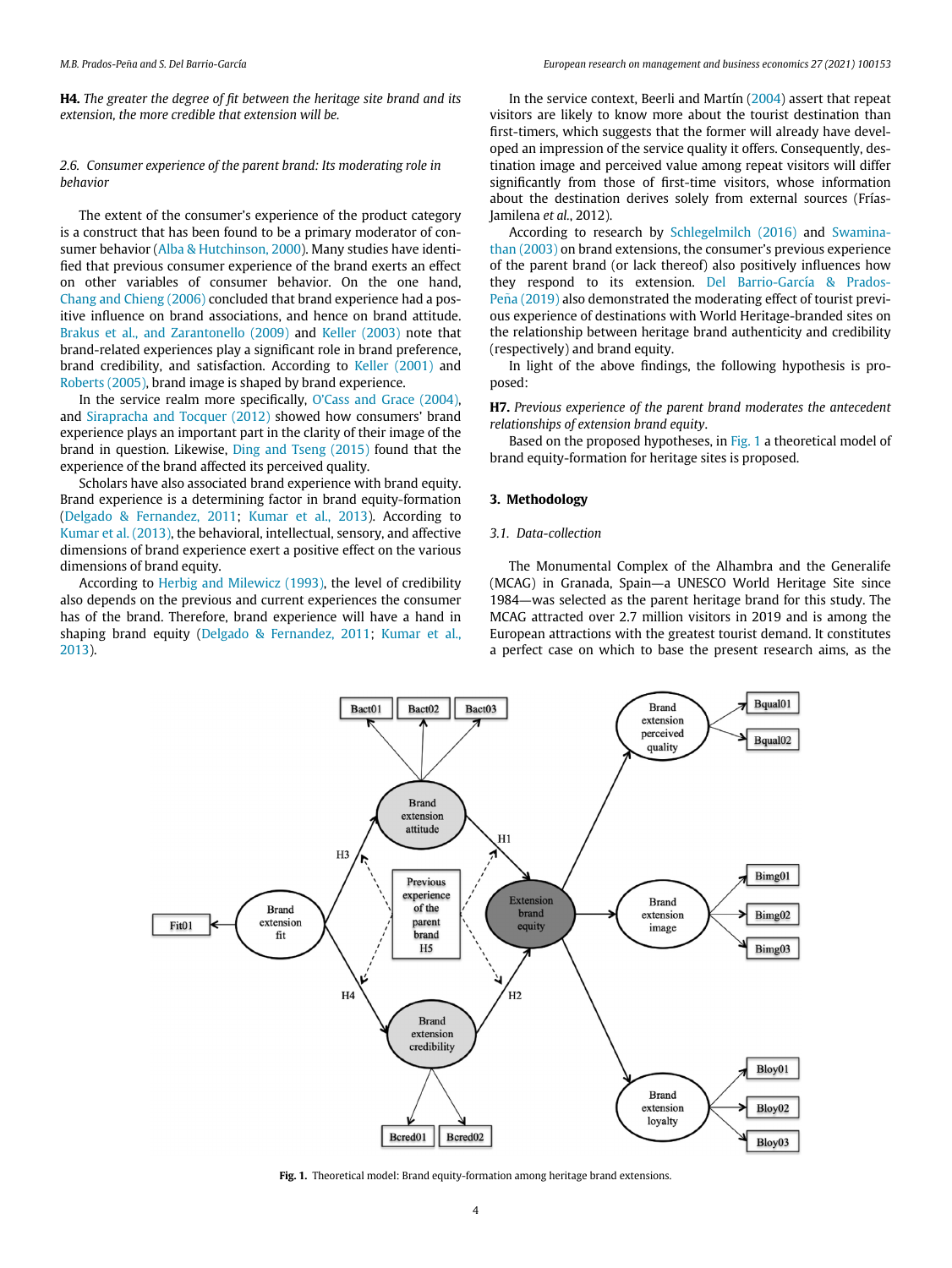**H4.** *The greater the degree of fit between the heritage site brand and its extension, the more credible that extension will be.*

### 2.6. Consumer experience of the parent brand: Its moderating role in behavior

The extent of the consumer's experience of the product category is a construct that has been found to be a primary moderator of consumer behavior (Alba & Hutchinson, 2000). Many studies have identified that previous consumer experience of the brand exerts an effect on other variables of consumer behavior. On the one hand, Chang and Chieng (2006) concluded that brand experience had a positive influence on brand associations, and hence on brand attitude. Brakus et al., and Zarantonello (2009) and Keller (2003) note that brand-related experiences play a significant role in brand preference, brand credibility, and satisfaction. According to Keller (2001) and Roberts (2005), brand image is shaped by brand experience.

In the service realm more specifically, O'Cass and Grace (2004), and Sirapracha and Tocquer (2012) showed how consumers' brand experience plays an important part in the clarity of their image of the brand in question. Likewise, Ding and Tseng (2015) found that the experience of the brand affected its perceived quality.

Scholars have also associated brand experience with brand equity. Brand experience is a determining factor in brand equity-formation (Delgado & Fernandez, 2011; Kumar et al., 2013). According to Kumar et al. (2013), the behavioral, intellectual, sensory, and affective dimensions of brand experience exert a positive effect on the various dimensions of brand equity.

According to Herbig and Milewicz (1993), the level of credibility also depends on the previous and current experiences the consumer has of the brand. Therefore, brand experience will have a hand in shaping brand equity (Delgado & Fernandez, 2011; Kumar et al., 2013).

In the service context, Beerli and Martín (2004) assert that repeat visitors are likely to know more about the tourist destination than first-timers, which suggests that the former will already have developed an impression of the service quality it offers. Consequently, destination image and perceived value among repeat visitors will differ significantly from those of first-time visitors, whose information about the destination derives solely from external sources (Frías-Jamilena *et al.*, 2012).

According to research by Schlegelmilch (2016) and Swaminathan (2003) on brand extensions, the consumer's previous experience of the parent brand (or lack thereof) also positively influences how they respond to its extension. Del Barrio-García & Prados-Peña (2019) also demonstrated the moderating effect of tourist previous experience of destinations with World Heritage-branded sites on the relationship between heritage brand authenticity and credibility (respectively) and brand equity.

In light of the above findings, the following hypothesis is proposed:

**H7.** *Previous experience of the parent brand moderates the antecedent relationships of extension brand equity*.

Based on the proposed hypotheses, in Fig. 1 a theoretical model of brand equity-formation for heritage sites is proposed.

## 3. Methodology

### 3.1. Data-collection

The Monumental Complex of the Alhambra and the Generalife (MCAG) in Granada, Spain—a UNESCO World Heritage Site since 1984—was selected as the parent heritage brand for this study. The MCAG attracted over 2.7 million visitors in 2019 and is among the European attractions with the greatest tourist demand. It constitutes a perfect case on which to base the present research aims, as the

**Fig. 1.** Theoretical model: Brand equity-formation among heritage brand extensions.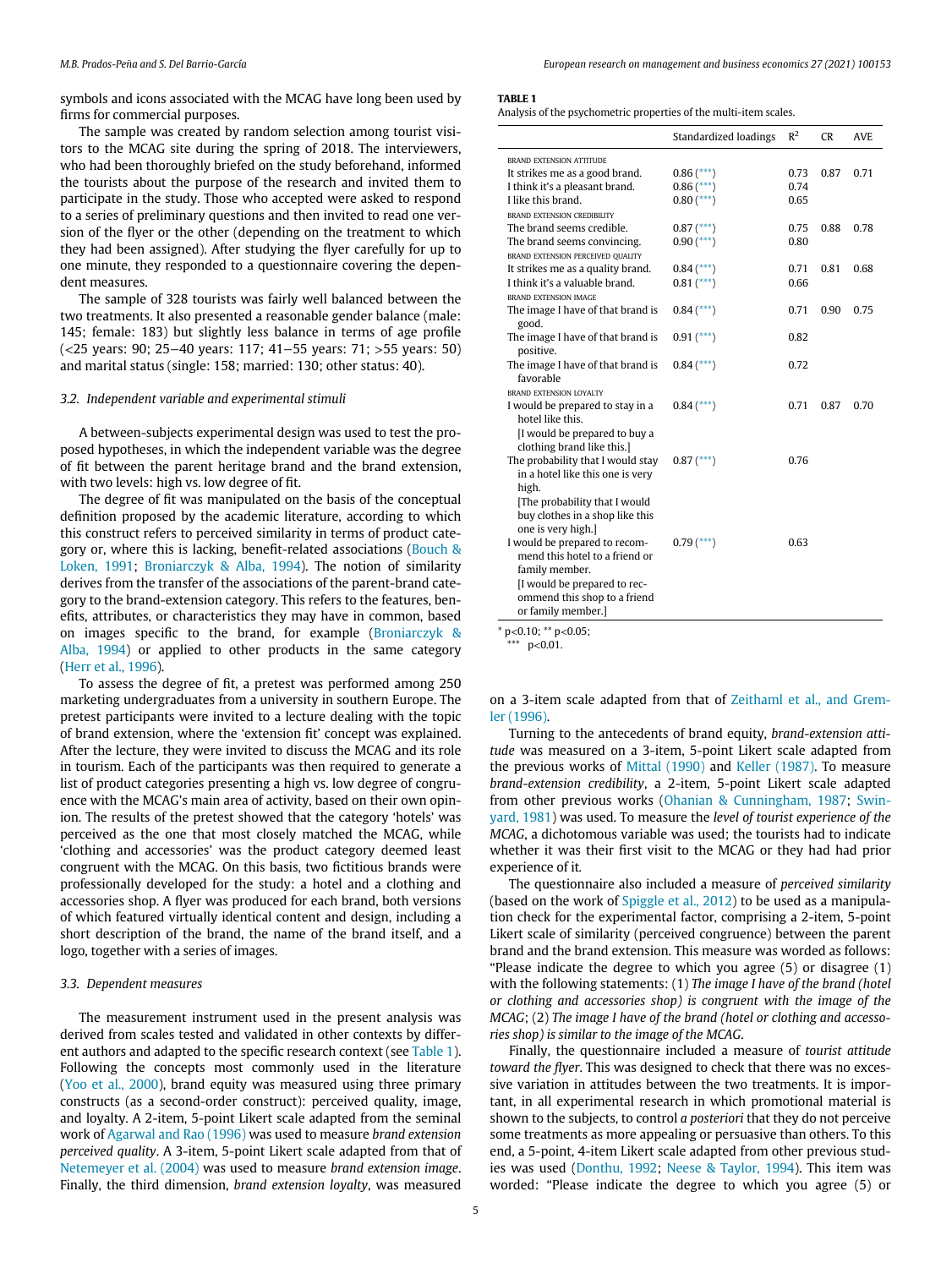symbols and icons associated with the MCAG have long been used by firms for commercial purposes.

The sample was created by random selection among tourist visitors to the MCAG site during the spring of 2018. The interviewers, who had been thoroughly briefed on the study beforehand, informed the tourists about the purpose of the research and invited them to participate in the study. Those who accepted were asked to respond to a series of preliminary questions and then invited to read one version of the flyer or the other (depending on the treatment to which they had been assigned). After studying the flyer carefully for up to one minute, they responded to a questionnaire covering the dependent measures.

The sample of 328 tourists was fairly well balanced between the two treatments. It also presented a reasonable gender balance (male: 145; female: 183) but slightly less balance in terms of age profile (<25 years: 90; 25–40 years: 117; 41–55 years: 71; >55 years: 50) and marital status (single: 158; married: 130; other status: 40).

### 3.2. Independent variable and experimental stimuli

A between-subjects experimental design was used to test the proposed hypotheses, in which the independent variable was the degree of fit between the parent heritage brand and the brand extension, with two levels: high vs. low degree of fit.

The degree of fit was manipulated on the basis of the conceptual definition proposed by the academic literature, according to which this construct refers to perceived similarity in terms of product category or, where this is lacking, benefit-related associations (Bouch & Loken, 1991; Broniarczyk & Alba, 1994). The notion of similarity derives from the transfer of the associations of the parent-brand category to the brand-extension category. This refers to the features, benefits, attributes, or characteristics they may have in common, based on images specific to the brand, for example (Broniarczyk & Alba, 1994) or applied to other products in the same category (Herr et al., 1996).

To assess the degree of fit, a pretest was performed among 250 marketing undergraduates from a university in southern Europe. The pretest participants were invited to a lecture dealing with the topic of brand extension, where the 'extension fit' concept was explained. After the lecture, they were invited to discuss the MCAG and its role in tourism. Each of the participants was then required to generate a list of product categories presenting a high vs. low degree of congruence with the MCAG's main area of activity, based on their own opinion. The results of the pretest showed that the category 'hotels' was perceived as the one that most closely matched the MCAG, while 'clothing and accessories' was the product category deemed least congruent with the MCAG. On this basis, two fictitious brands were professionally developed for the study: a hotel and a clothing and accessories shop. A flyer was produced for each brand, both versions of which featured virtually identical content and design, including a short description of the brand, the name of the brand itself, and a logo, together with a series of images.

### 3.3. Dependent measures

The measurement instrument used in the present analysis was derived from scales tested and validated in other contexts by different authors and adapted to the specific research context (see Table 1). Following the concepts most commonly used in the literature (Yoo et al., 2000), brand equity was measured using three primary constructs (as a second-order construct): perceived quality, image, and loyalty. A 2-item, 5-point Likert scale adapted from the seminal work of Agarwal and Rao (1996) was used to measure *brand extension perceived quality*. A 3-item, 5-point Likert scale adapted from that of Netemeyer et al. (2004) was used to measure *brand extension image*. Finally, the third dimension, *brand extension loyalty*, was measured on a 3-item scale adapted from that of Zeithaml et al., and Gremler (1996).

**TABLE 1**
Analysis of the psychometric properties of the multi-item scales.

| | Standardized loadings | $R^2$ | CR | AVE |
|---|---|---|---|---|
| BRAND EXTENSION ATTITUDE | | | | |
| It strikes me as a good brand. | 0.86 (***) | 0.73 | 0.87 | 0.71 |
| I think it's a pleasant brand. | 0.86 (***) | 0.74 | | |
| I like this brand. | 0.80 (***) | 0.65 | | |
| BRAND EXTENSION CREDIBILITY | | | | |
| The brand seems credible. | 0.87 (***) | 0.75 | 0.88 | 0.78 |
| The brand seems convincing. | 0.90 (***) | 0.80 | | |
| BRAND EXTENSION PERCEIVED QUALITY | | | | |
| It strikes me as a quality brand. | 0.84 (***) | 0.71 | 0.81 | 0.68 |
| I think it's a valuable brand. | 0.81 (***) | 0.66 | | |
| BRAND EXTENSION IMAGE | | | | |
| The image I have of that brand is good. | 0.84 (***) | 0.71 | 0.90 | 0.75 |
| The image I have of that brand is positive. | 0.91 (***) | 0.82 | | |
| The image I have of that brand is favorable | 0.84 (***) | 0.72 | | |
| BRAND EXTENSION LOYALTY | | | | |
| I would be prepared to stay in a hotel like this. [I would be prepared to buy a clothing brand like this.] | 0.84 (***) | 0.71 | 0.87 | 0.70 |
| The probability that I would stay in a hotel like this one is very high. [The probability that I would buy clothes in a shop like this one is very high.] | 0.87 (***) | 0.76 | | |
| I would be prepared to recommend this hotel to a friend or family member. [I would be prepared to recommend this shop to a friend or family member.] | 0.79 (***) | 0.63 | | |

* p<0.10; ** p<0.05;
*** p<0.01.

Turning to the antecedents of brand equity, *brand-extension attitude* was measured on a 3-item, 5-point Likert scale adapted from the previous works of Mittal (1990) and Keller (1987). To measure *brand-extension credibility*, a 2-item, 5-point Likert scale adapted from other previous works (Ohanian & Cunningham, 1987; Swinyard, 1981) was used. To measure the *level of tourist experience of the MCAG*, a dichotomous variable was used; the tourists had to indicate whether it was their first visit to the MCAG or they had had prior experience of it.

The questionnaire also included a measure of *perceived similarity* (based on the work of Spiggle et al., 2012) to be used as a manipulation check for the experimental factor, comprising a 2-item, 5-point Likert scale of similarity (perceived congruence) between the parent brand and the brand extension. This measure was worded as follows: "Please indicate the degree to which you agree (5) or disagree (1) with the following statements: (1) *The image I have of the brand (hotel or clothing and accessories shop) is congruent with the image of the MCAG*; (2) *The image I have of the brand (hotel or clothing and accessories shop) is similar to the image of the MCAG*.

Finally, the questionnaire included a measure of *tourist attitude toward the flyer*. This was designed to check that there was no excessive variation in attitudes between the two treatments. It is important, in all experimental research in which promotional material is shown to the subjects, to control *a posteriori* that they do not perceive some treatments as more appealing or persuasive than others. To this end, a 5-point, 4-item Likert scale adapted from other previous studies was used (Donthu, 1992; Neese & Taylor, 1994). This item was worded: "Please indicate the degree to which you agree (5) or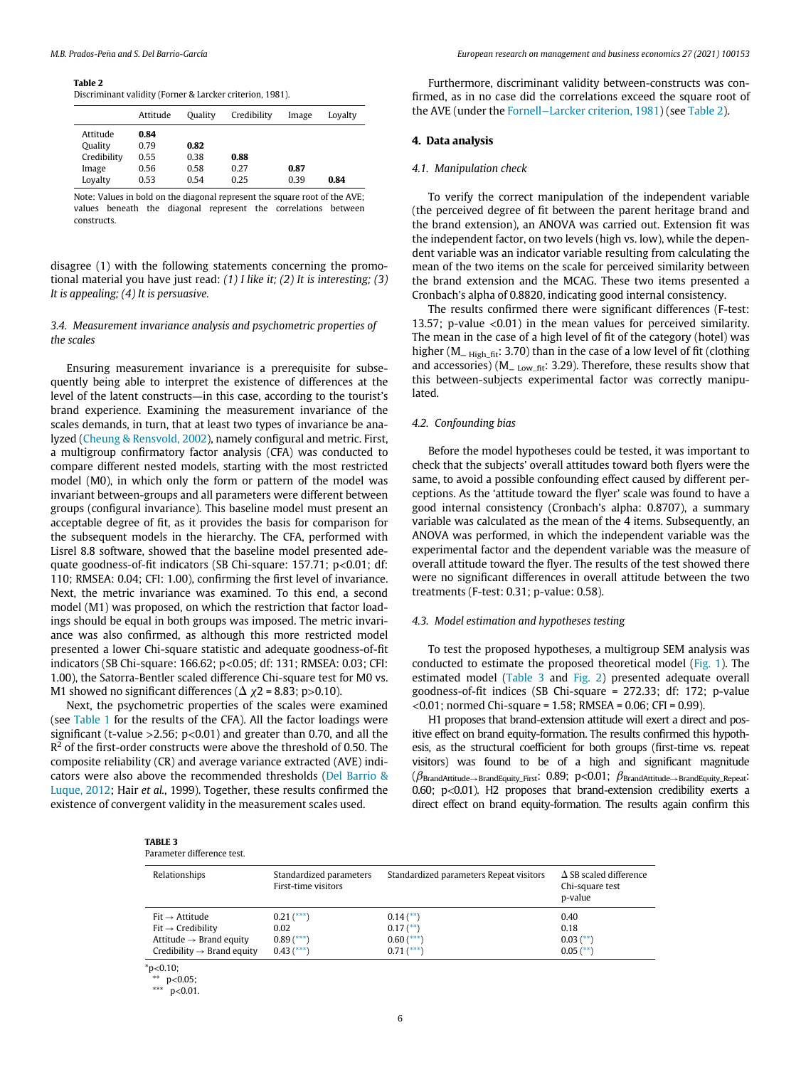**Table 2**
Discriminant validity (Forner & Larcker criterion, 1981).

| | Attitude | Quality | Credibility | Image | Loyalty |
|---|---|---|---|---|---|
| Attitude | **0.84** | | | | |
| Quality | 0.79 | **0.82** | | | |
| Credibility | 0.55 | 0.38 | **0.88** | | |
| Image | 0.56 | 0.58 | 0.27 | **0.87** | |
| Loyalty | 0.53 | 0.54 | 0.25 | 0.39 | **0.84** |

Note: Values in bold on the diagonal represent the square root of the AVE; values beneath the diagonal represent the correlations between constructs.

disagree (1) with the following statements concerning the promotional material you have just read: *(1) I like it; (2) It is interesting; (3) It is appealing; (4) It is persuasive.*

### 3.4. Measurement invariance analysis and psychometric properties of the scales

Ensuring measurement invariance is a prerequisite for subsequently being able to interpret the existence of differences at the level of the latent constructs—in this case, according to the tourist's brand experience. Examining the measurement invariance of the scales demands, in turn, that at least two types of invariance be analyzed (Cheung & Rensvold, 2002), namely configural and metric. First, a multigroup confirmatory factor analysis (CFA) was conducted to compare different nested models, starting with the most restricted model (M0), in which only the form or pattern of the model was invariant between-groups and all parameters were different between groups (configural invariance). This baseline model must present an acceptable degree of fit, as it provides the basis for comparison for the subsequent models in the hierarchy. The CFA, performed with Lisrel 8.8 software, showed that the baseline model presented adequate goodness-of-fit indicators (SB Chi-square: 157.71; p<0.01; df: 110; RMSEA: 0.04; CFI: 1.00), confirming the first level of invariance. Next, the metric invariance was examined. To this end, a second model (M1) was proposed, on which the restriction that factor loadings should be equal in both groups was imposed. The metric invariance was also confirmed, as although this more restricted model presented a lower Chi-square statistic and adequate goodness-of-fit indicators (SB Chi-square: 166.62; p<0.05; df: 131; RMSEA: 0.03; CFI: 1.00), the Satorra-Bentler scaled difference Chi-square test for M0 vs. M1 showed no significant differences ($\Delta\ \chi 2 = 8.83$; p>0.10).

Next, the psychometric properties of the scales were examined (see Table 1 for the results of the CFA). All the factor loadings were significant (t-value >2.56; p<0.01) and greater than 0.70, and all the $R^2$ of the first-order constructs were above the threshold of 0.50. The composite reliability (CR) and average variance extracted (AVE) indicators were also above the recommended thresholds (Del Barrio & Luque, 2012; Hair *et al.*, 1999). Together, these results confirmed the existence of convergent validity in the measurement scales used.

Furthermore, discriminant validity between-constructs was confirmed, as in no case did the correlations exceed the square root of the AVE (under the Fornell−Larcker criterion, 1981) (see Table 2).

## 4. Data analysis

### 4.1. Manipulation check

To verify the correct manipulation of the independent variable (the perceived degree of fit between the parent heritage brand and the brand extension), an ANOVA was carried out. Extension fit was the independent factor, on two levels (high vs. low), while the dependent variable was an indicator variable resulting from calculating the mean of the two items on the scale for perceived similarity between the brand extension and the MCAG. These two items presented a Cronbach's alpha of 0.8820, indicating good internal consistency.

The results confirmed there were significant differences (F-test: 13.57; p-value <0.01) in the mean values for perceived similarity. The mean in the case of a high level of fit of the category (hotel) was higher ($M\_{_{High\_fit}}$: 3.70) than in the case of a low level of fit (clothing and accessories) ($M\_{_{Low\_fit}}$: 3.29). Therefore, these results show that this between-subjects experimental factor was correctly manipulated.

### 4.2. Confounding bias

Before the model hypotheses could be tested, it was important to check that the subjects' overall attitudes toward both flyers were the same, to avoid a possible confounding effect caused by different perceptions. As the 'attitude toward the flyer' scale was found to have a good internal consistency (Cronbach's alpha: 0.8707), a summary variable was calculated as the mean of the 4 items. Subsequently, an ANOVA was performed, in which the independent variable was the experimental factor and the dependent variable was the measure of overall attitude toward the flyer. The results of the test showed there were no significant differences in overall attitude between the two treatments (F-test: 0.31; p-value: 0.58).

### 4.3. Model estimation and hypotheses testing

To test the proposed hypotheses, a multigroup SEM analysis was conducted to estimate the proposed theoretical model (Fig. 1). The estimated model (Table 3 and Fig. 2) presented adequate overall goodness-of-fit indices (SB Chi-square = 272.33; df: 172; p-value <0.01; normed Chi-square = 1.58; RMSEA = 0.06; CFI = 0.99).

H1 proposes that brand-extension attitude will exert a direct and positive effect on brand equity-formation. The results confirmed this hypothesis, as the structural coefficient for both groups (first-time vs. repeat visitors) was found to be of a high and significant magnitude ($\beta_{BrandAttitude \rightarrow BrandEquity\_First}$: 0.89; p<0.01; $\beta_{BrandAttitude \rightarrow BrandEquity\_Repeat}$: 0.60; p<0.01). H2 proposes that brand-extension credibility exerts a direct effect on brand equity-formation. The results again confirm this

**TABLE 3**
Parameter difference test.

| Relationships | Standardized parameters First-time visitors | Standardized parameters Repeat visitors | Δ SB scaled difference Chi-square test p-value |
|---|---|---|---|
| Fit → Attitude | 0.21 (***) | 0.14 (**) | 0.40 |
| Fit → Credibility | 0.02 | 0.17 (**) | 0.18 |
| Attitude → Brand equity | 0.89 (***) | 0.60 (***) | 0.03 (**) |
| Credibility → Brand equity | 0.43 (***) | 0.71 (***) | 0.05 (**) |

*p<0.10;
** p<0.05;
*** p<0.01.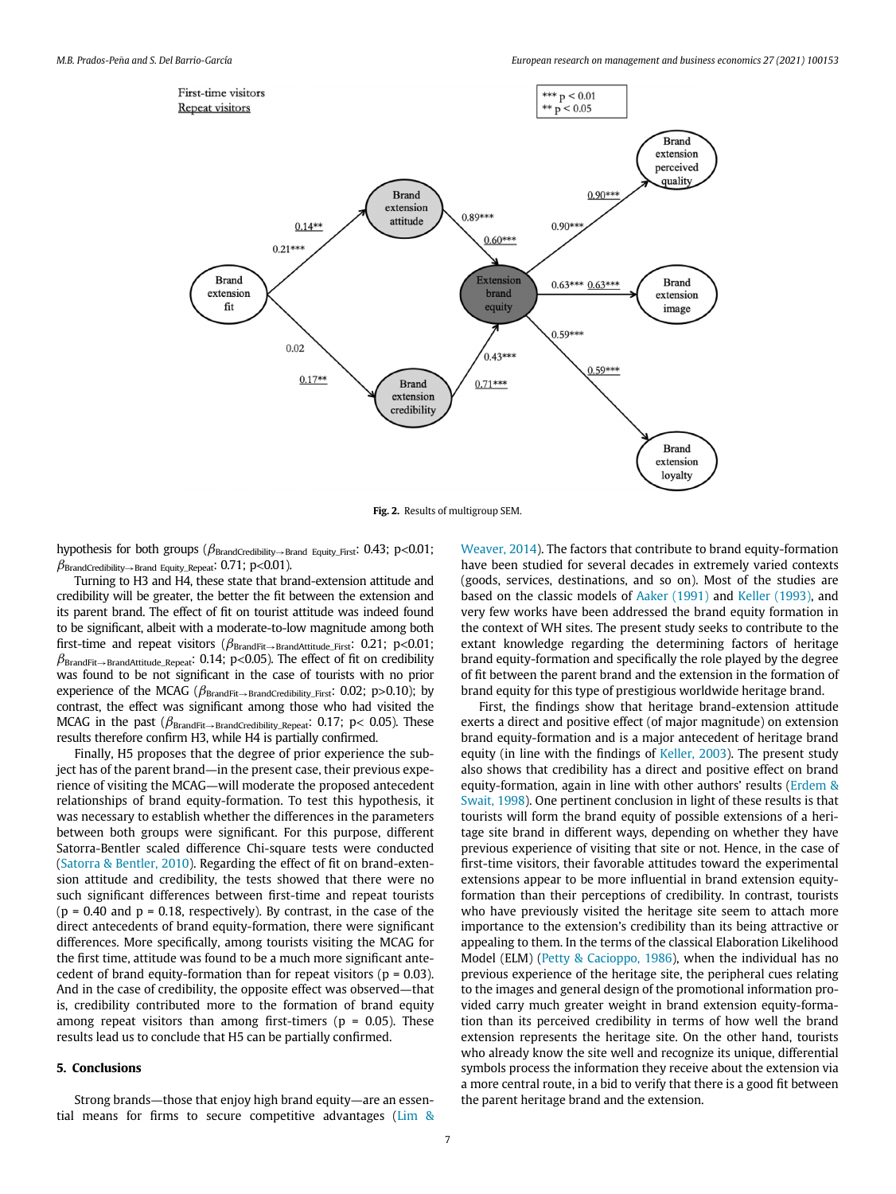Fig. 2. Results of multigroup SEM.

hypothesis for both groups ($\beta_{\text{BrandCredibility}\rightarrow\text{Brand Equity\_First}}$: 0.43; p<0.01; $\beta_{\text{BrandCredibility}\rightarrow\text{Brand Equity\_Repeat}}$: 0.71; p<0.01).

Turning to H3 and H4, these state that brand-extension attitude and credibility will be greater, the better the fit between the extension and its parent brand. The effect of fit on tourist attitude was indeed found to be significant, albeit with a moderate-to-low magnitude among both first-time and repeat visitors ($\beta_{\text{BrandFit}\rightarrow\text{BrandAttitude\_First}}$: 0.21; p<0.01; $\beta_{\text{BrandFit}\rightarrow\text{BrandAttitude\_Repeat}}$: 0.14; p<0.05). The effect of fit on credibility was found to be not significant in the case of tourists with no prior experience of the MCAG ($\beta_{\text{BrandFit}\rightarrow\text{BrandCredibility\_First}}$: 0.02; p>0.10); by contrast, the effect was significant among those who had visited the MCAG in the past ($\beta_{\text{BrandFit}\rightarrow\text{BrandCredibility\_Repeat}}$: 0.17; p< 0.05). These results therefore confirm H3, while H4 is partially confirmed.

Finally, H5 proposes that the degree of prior experience the subject has of the parent brand—in the present case, their previous experience of visiting the MCAG—will moderate the proposed antecedent relationships of brand equity-formation. To test this hypothesis, it was necessary to establish whether the differences in the parameters between both groups were significant. For this purpose, different Satorra-Bentler scaled difference Chi-square tests were conducted (Satorra & Bentler, 2010). Regarding the effect of fit on brand-extension attitude and credibility, the tests showed that there were no such significant differences between first-time and repeat tourists (p = 0.40 and p = 0.18, respectively). By contrast, in the case of the direct antecedents of brand equity-formation, there were significant differences. More specifically, among tourists visiting the MCAG for the first time, attitude was found to be a much more significant antecedent of brand equity-formation than for repeat visitors (p = 0.03). And in the case of credibility, the opposite effect was observed—that is, credibility contributed more to the formation of brand equity among repeat visitors than among first-timers (p = 0.05). These results lead us to conclude that H5 can be partially confirmed.

## 5. Conclusions

Strong brands—those that enjoy high brand equity—are an essential means for firms to secure competitive advantages (Lim & Weaver, 2014). The factors that contribute to brand equity-formation have been studied for several decades in extremely varied contexts (goods, services, destinations, and so on). Most of the studies are based on the classic models of Aaker (1991) and Keller (1993), and very few works have been addressed the brand equity formation in the context of WH sites. The present study seeks to contribute to the extant knowledge regarding the determining factors of heritage brand equity-formation and specifically the role played by the degree of fit between the parent brand and the extension in the formation of brand equity for this type of prestigious worldwide heritage brand.

First, the findings show that heritage brand-extension attitude exerts a direct and positive effect (of major magnitude) on extension brand equity-formation and is a major antecedent of heritage brand equity (in line with the findings of Keller, 2003). The present study also shows that credibility has a direct and positive effect on brand equity-formation, again in line with other authors' results (Erdem & Swait, 1998). One pertinent conclusion in light of these results is that tourists will form the brand equity of possible extensions of a heritage site brand in different ways, depending on whether they have previous experience of visiting that site or not. Hence, in the case of first-time visitors, their favorable attitudes toward the experimental extensions appear to be more influential in brand extension equity-formation than their perceptions of credibility. In contrast, tourists who have previously visited the heritage site seem to attach more importance to the extension's credibility than its being attractive or appealing to them. In the terms of the classical Elaboration Likelihood Model (ELM) (Petty & Cacioppo, 1986), when the individual has no previous experience of the heritage site, the peripheral cues relating to the images and general design of the promotional information provided carry much greater weight in brand extension equity-formation than its perceived credibility in terms of how well the brand extension represents the heritage site. On the other hand, tourists who already know the site well and recognize its unique, differential symbols process the information they receive about the extension via a more central route, in a bid to verify that there is a good fit between the parent heritage brand and the extension.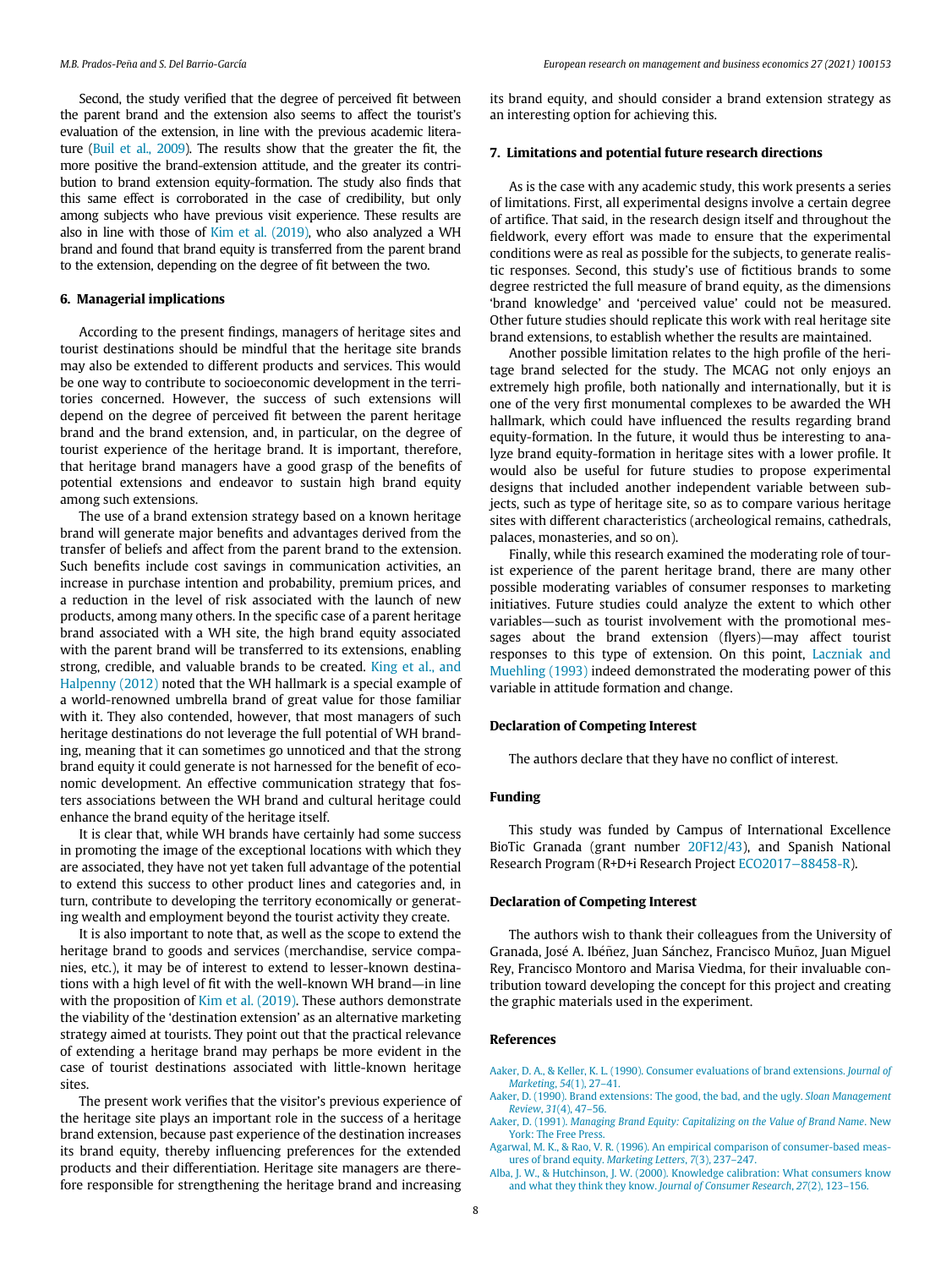Second, the study verified that the degree of perceived fit between the parent brand and the extension also seems to affect the tourist's evaluation of the extension, in line with the previous academic literature (Buil et al., 2009). The results show that the greater the fit, the more positive the brand-extension attitude, and the greater its contribution to brand extension equity-formation. The study also finds that this same effect is corroborated in the case of credibility, but only among subjects who have previous visit experience. These results are also in line with those of Kim et al. (2019), who also analyzed a WH brand and found that brand equity is transferred from the parent brand to the extension, depending on the degree of fit between the two.

## 6. Managerial implications

According to the present findings, managers of heritage sites and tourist destinations should be mindful that the heritage site brands may also be extended to different products and services. This would be one way to contribute to socioeconomic development in the territories concerned. However, the success of such extensions will depend on the degree of perceived fit between the parent heritage brand and the brand extension, and, in particular, on the degree of tourist experience of the heritage brand. It is important, therefore, that heritage brand managers have a good grasp of the benefits of potential extensions and endeavor to sustain high brand equity among such extensions.

The use of a brand extension strategy based on a known heritage brand will generate major benefits and advantages derived from the transfer of beliefs and affect from the parent brand to the extension. Such benefits include cost savings in communication activities, an increase in purchase intention and probability, premium prices, and a reduction in the level of risk associated with the launch of new products, among many others. In the specific case of a parent heritage brand associated with a WH site, the high brand equity associated with the parent brand will be transferred to its extensions, enabling strong, credible, and valuable brands to be created. King et al., and Halpenny (2012) noted that the WH hallmark is a special example of a world-renowned umbrella brand of great value for those familiar with it. They also contended, however, that most managers of such heritage destinations do not leverage the full potential of WH branding, meaning that it can sometimes go unnoticed and that the strong brand equity it could generate is not harnessed for the benefit of economic development. An effective communication strategy that fosters associations between the WH brand and cultural heritage could enhance the brand equity of the heritage itself.

It is clear that, while WH brands have certainly had some success in promoting the image of the exceptional locations with which they are associated, they have not yet taken full advantage of the potential to extend this success to other product lines and categories and, in turn, contribute to developing the territory economically or generating wealth and employment beyond the tourist activity they create.

It is also important to note that, as well as the scope to extend the heritage brand to goods and services (merchandise, service companies, etc.), it may be of interest to extend to lesser-known destinations with a high level of fit with the well-known WH brand—in line with the proposition of Kim et al. (2019). These authors demonstrate the viability of the 'destination extension' as an alternative marketing strategy aimed at tourists. They point out that the practical relevance of extending a heritage brand may perhaps be more evident in the case of tourist destinations associated with little-known heritage sites.

The present work verifies that the visitor's previous experience of the heritage site plays an important role in the success of a heritage brand extension, because past experience of the destination increases its brand equity, thereby influencing preferences for the extended products and their differentiation. Heritage site managers are therefore responsible for strengthening the heritage brand and increasing its brand equity, and should consider a brand extension strategy as an interesting option for achieving this.

## 7. Limitations and potential future research directions

As is the case with any academic study, this work presents a series of limitations. First, all experimental designs involve a certain degree of artifice. That said, in the research design itself and throughout the fieldwork, every effort was made to ensure that the experimental conditions were as real as possible for the subjects, to generate realistic responses. Second, this study's use of fictitious brands to some degree restricted the full measure of brand equity, as the dimensions 'brand knowledge' and 'perceived value' could not be measured. Other future studies should replicate this work with real heritage site brand extensions, to establish whether the results are maintained.

Another possible limitation relates to the high profile of the heritage brand selected for the study. The MCAG not only enjoys an extremely high profile, both nationally and internationally, but it is one of the very first monumental complexes to be awarded the WH hallmark, which could have influenced the results regarding brand equity-formation. In the future, it would thus be interesting to analyze brand equity-formation in heritage sites with a lower profile. It would also be useful for future studies to propose experimental designs that included another independent variable between subjects, such as type of heritage site, so as to compare various heritage sites with different characteristics (archeological remains, cathedrals, palaces, monasteries, and so on).

Finally, while this research examined the moderating role of tourist experience of the parent heritage brand, there are many other possible moderating variables of consumer responses to marketing initiatives. Future studies could analyze the extent to which other variables—such as tourist involvement with the promotional messages about the brand extension (flyers)—may affect tourist responses to this type of extension. On this point, Laczniak and Muehling (1993) indeed demonstrated the moderating power of this variable in attitude formation and change.

## Declaration of Competing Interest

The authors declare that they have no conflict of interest.

## Funding

This study was funded by Campus of International Excellence BioTic Granada (grant number 20F12/43), and Spanish National Research Program (R+D+i Research Project ECO2017−88458-R).

## Declaration of Competing Interest

The authors wish to thank their colleagues from the University of Granada, José A. Ibéñez, Juan Sánchez, Francisco Muñoz, Juan Miguel Rey, Francisco Montoro and Marisa Viedma, for their invaluable contribution toward developing the concept for this project and creating the graphic materials used in the experiment.

## References

Aaker, D. A., & Keller, K. L. (1990). Consumer evaluations of brand extensions. *Journal of Marketing*, *54*(1), 27–41.

Aaker, D. (1990). Brand extensions: The good, the bad, and the ugly. *Sloan Management Review*, *31*(4), 47–56.

Aaker, D. (1991). *Managing Brand Equity: Capitalizing on the Value of Brand Name*. New York: The Free Press.

Agarwal, M. K., & Rao, V. R. (1996). An empirical comparison of consumer-based measures of brand equity. *Marketing Letters*, *7*(3), 237–247.

Alba, J. W., & Hutchinson, J. W. (2000). Knowledge calibration: What consumers know and what they think they know. *Journal of Consumer Research*, *27*(2), 123–156.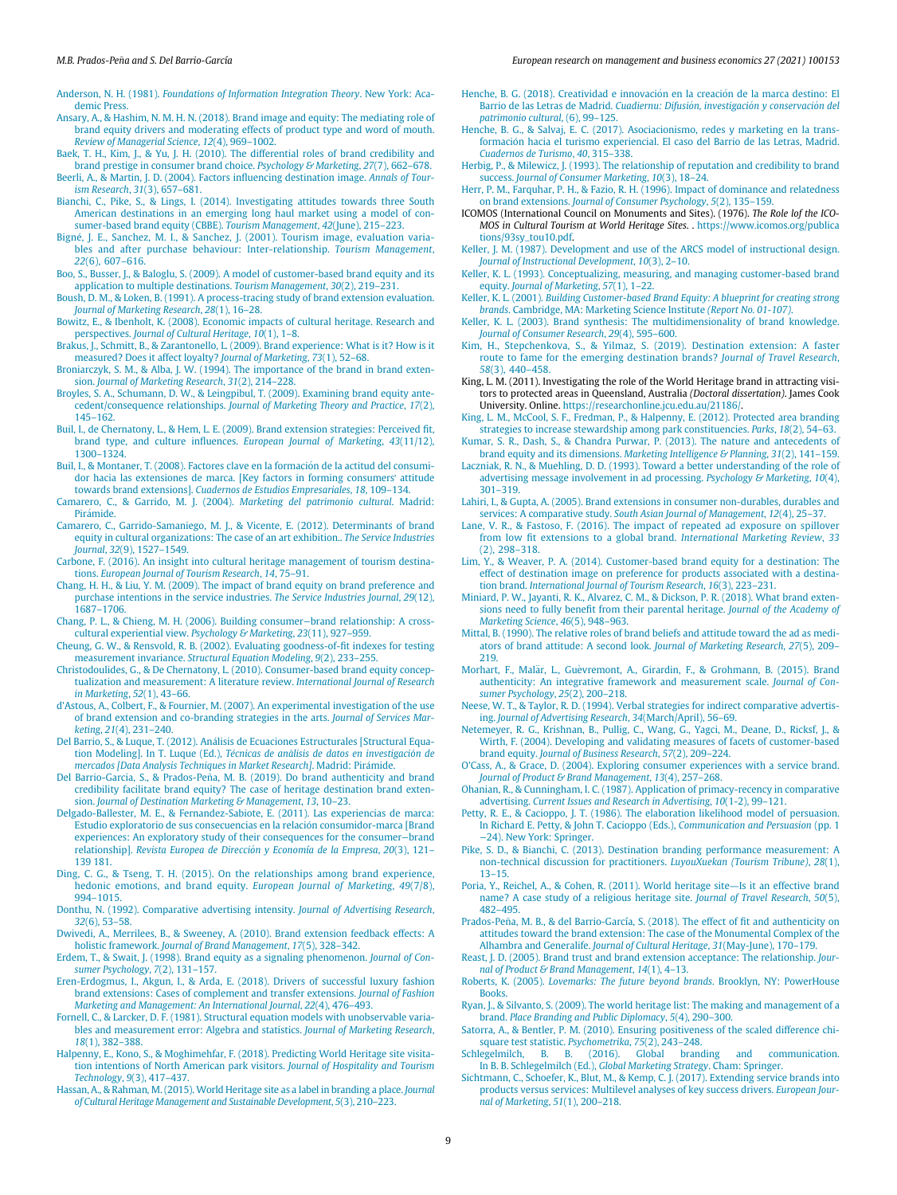Anderson, N. H. (1981). *Foundations of Information Integration Theory*. New York: Academic Press.

Ansary, A., & Hashim, N. M. H. N. (2018). Brand image and equity: The mediating role of brand equity drivers and moderating effects of product type and word of mouth. *Review of Managerial Science*, *12*(4), 969–1002.

Baek, T. H., Kim, J., & Yu, J. H. (2010). The differential roles of brand credibility and brand prestige in consumer brand choice. *Psychology & Marketing*, *27*(7), 662–678.

Beerli, A., & Martin, J. D. (2004). Factors influencing destination image. *Annals of Tourism Research*, *31*(3), 657–681.

Bianchi, C., Pike, S., & Lings, I. (2014). Investigating attitudes towards three South American destinations in an emerging long haul market using a model of consumer-based brand equity (CBBE). *Tourism Management*, *42*(June), 215–223.

Bigné, J. E., Sanchez, M. I., & Sanchez, J. (2001). Tourism image, evaluation variables and after purchase behaviour: Inter-relationship. *Tourism Management*, *22*(6), 607–616.

Boo, S., Busser, J., & Baloglu, S. (2009). A model of customer-based brand equity and its application to multiple destinations. *Tourism Management*, *30*(2), 219–231.

Boush, D. M., & Loken, B. (1991). A process-tracing study of brand extension evaluation. *Journal of Marketing Research*, *28*(1), 16–28.

Bowitz, E., & Ibenholt, K. (2008). Economic impacts of cultural heritage. Research and perspectives. *Journal of Cultural Heritage*, *10*(1), 1–8.

Brakus, J., Schmitt, B., & Zarantonello, L. (2009). Brand experience: What is it? How is it measured? Does it affect loyalty? *Journal of Marketing*, *73*(1), 52–68.

Broniarczyk, S. M., & Alba, J. W. (1994). The importance of the brand in brand extension. *Journal of Marketing Research*, *31*(2), 214–228.

Broyles, S. A., Schumann, D. W., & Leingpibul, T. (2009). Examining brand equity antecedent/consequence relationships. *Journal of Marketing Theory and Practice*, *17*(2), 145–162.

Buil, I., de Chernatony, L., & Hem, L. E. (2009). Brand extension strategies: Perceived fit, brand type, and culture influences. *European Journal of Marketing*, *43*(11/12), 1300–1324.

Buil, I., & Montaner, T. (2008). Factores clave en la formación de la actitud del consumidor hacia las extensiones de marca. [Key factors in forming consumers' attitude towards brand extensions]. *Cuadernos de Estudios Empresariales*, *18*, 109–134.

Camarero, C., & Garrido, M. J. (2004). *Marketing del patrimonio cultural*. Madrid: Pirámide.

Camarero, C., Garrido-Samaniego, M. J., & Vicente, E. (2012). Determinants of brand equity in cultural organizations: The case of an art exhibition.. *The Service Industries Journal*, *32*(9), 1527–1549.

Carbone, F. (2016). An insight into cultural heritage management of tourism destinations. *European Journal of Tourism Research*, *14*, 75–91.

Chang, H. H., & Liu, Y. M. (2009). The impact of brand equity on brand preference and purchase intentions in the service industries. *The Service Industries Journal*, *29*(12), 1687–1706.

Chang, P. L., & Chieng, M. H. (2006). Building consumer–brand relationship: A cross-cultural experiential view. *Psychology & Marketing*, *23*(11), 927–959.

Cheung, G. W., & Rensvold, R. B. (2002). Evaluating goodness-of-fit indexes for testing measurement invariance. *Structural Equation Modeling*, *9*(2), 233–255.

Christodoulides, G., & De Chernatony, L. (2010). Consumer-based brand equity conceptualization and measurement: A literature review. *International Journal of Research in Marketing*, *52*(1), 43–66.

d'Astous, A., Colbert, F., & Fournier, M. (2007). An experimental investigation of the use of brand extension and co-branding strategies in the arts. *Journal of Services Marketing*, *21*(4), 231–240.

Del Barrio, S., & Luque, T. (2012). Análisis de Ecuaciones Estructurales [Structural Equation Modeling]. In T. Luque (Ed.), *Técnicas de análisis de datos en investigación de mercados [Data Analysis Techniques in Market Research]*. Madrid: Pirámide.

Del Barrio-García, S., & Prados-Peña, M. B. (2019). Do brand authenticity and brand credibility facilitate brand equity? The case of heritage destination brand extension. *Journal of Destination Marketing & Management*, *13*, 10–23.

Delgado-Ballester, M. E., & Fernandez-Sabiote, E. (2011). Las experiencias de marca: Estudio exploratorio de sus consecuencias en la relación consumidor-marca [Brand experiences: An exploratory study of their consequences for the consumer–brand relationship]. *Revista Europea de Dirección y Economía de la Empresa*, *20*(3), 121–139 181.

Ding, C. G., & Tseng, T. H. (2015). On the relationships among brand experience, hedonic emotions, and brand equity. *European Journal of Marketing*, *49*(7/8), 994–1015.

Donthu, N. (1992). Comparative advertising intensity. *Journal of Advertising Research*, *32*(6), 53–58.

Dwivedi, A., Merrilees, B., & Sweeney, A. (2010). Brand extension feedback effects: A holistic framework. *Journal of Brand Management*, *17*(5), 328–342.

Erdem, T., & Swait, J. (1998). Brand equity as a signaling phenomenon. *Journal of Consumer Psychology*, *7*(2), 131–157.

Eren-Erdogmus, I., Akgun, I., & Arda, E. (2018). Drivers of successful luxury fashion brand extensions: Cases of complement and transfer extensions. *Journal of Fashion Marketing and Management: An International Journal*, *22*(4), 476–493.

Fornell, C., & Larcker, D. F. (1981). Structural equation models with unobservable variables and measurement error: Algebra and statistics. *Journal of Marketing Research*, *18*(1), 382–388.

Halpenny, E., Kono, S., & Moghimehfar, F. (2018). Predicting World Heritage site visitation intentions of North American park visitors. *Journal of Hospitality and Tourism Technology*, *9*(3), 417–437.

Hassan, A., & Rahman, M. (2015). World Heritage site as a label in branding a place. *Journal of Cultural Heritage Management and Sustainable Development*, *5*(3), 210–223.

Henche, B. G. (2018). Creatividad e innovación en la creación de la marca destino: El Barrio de las Letras de Madrid. *Cuadiernu: Difusión, investigación y conservación del patrimonio cultural*, (6), 99–125.

Henche, B. G., & Salvaj, E. C. (2017). Asociacionismo, redes y marketing en la transformación hacia el turismo experiencial. El caso del Barrio de las Letras, Madrid. *Cuadernos de Turismo*, *40*, 315–338.

Herbig, P., & Milewicz, J. (1993). The relationship of reputation and credibility to brand success. *Journal of Consumer Marketing*, *10*(3), 18–24.

Herr, P. M., Farquhar, P. H., & Fazio, R. H. (1996). Impact of dominance and relatedness on brand extensions. *Journal of Consumer Psychology*, *5*(2), 135–159.

ICOMOS (International Council on Monuments and Sites). (1976). *The Role lof the ICOMOS in Cultural Tourism at World Heritage Sites*. . https://www.icomos.org/publications/93sy_tou10.pdf.

Keller, J. M. (1987). Development and use of the ARCS model of instructional design. *Journal of Instructional Development*, *10*(3), 2–10.

Keller, K. L. (1993). Conceptualizing, measuring, and managing customer-based brand equity. *Journal of Marketing*, *57*(1), 1–22.

Keller, K. L. (2001). *Building Customer-based Brand Equity: A blueprint for creating strong brands*. Cambridge, MA: Marketing Science Institute *(Report No. 01-107)*.

Keller, K. L. (2003). Brand synthesis: The multidimensionality of brand knowledge. *Journal of Consumer Research*, *29*(4), 595–600.

Kim, H., Stepchenkova, S., & Yilmaz, S. (2019). Destination extension: A faster route to fame for the emerging destination brands? *Journal of Travel Research*, *58*(3), 440–458.

King, L. M. (2011). Investigating the role of the World Heritage brand in attracting visitors to protected areas in Queensland, Australia *(Doctoral dissertation)*. James Cook University. Online. https://researchonline.jcu.edu.au/21186/.

King, L. M., McCool, S. F., Fredman, P., & Halpenny, E. (2012). Protected area branding strategies to increase stewardship among park constituencies. *Parks*, *18*(2), 54–63.

Kumar, S. R., Dash, S., & Chandra Purwar, P. (2013). The nature and antecedents of brand equity and its dimensions. *Marketing Intelligence & Planning*, *31*(2), 141–159.

Laczniak, R. N., & Muehling, D. D. (1993). Toward a better understanding of the role of advertising message involvement in ad processing. *Psychology & Marketing*, *10*(4), 301–319.

Lahiri, I., & Gupta, A. (2005). Brand extensions in consumer non-durables, durables and services: A comparative study. *South Asian Journal of Management*, *12*(4), 25–37.

Lane, V. R., & Fastoso, F. (2016). The impact of repeated ad exposure on spillover from low fit extensions to a global brand. *International Marketing Review*, *33*(2), 298–318.

Lim, Y., & Weaver, P. A. (2014). Customer-based brand equity for a destination: The effect of destination image on preference for products associated with a destination brand. *International Journal of Tourism Research*, *16*(3), 223–231.

Miniard, P. W., Jayanti, R. K., Alvarez, C. M., & Dickson, P. R. (2018). What brand extensions need to fully benefit from their parental heritage. *Journal of the Academy of Marketing Science*, *46*(5), 948–963.

Mittal, B. (1990). The relative roles of brand beliefs and attitude toward the ad as mediators of brand attitude: A second look. *Journal of Marketing Research*, *27*(5), 209–219.

Morhart, F., Malär, L., Guèvremont, A., Girardin, F., & Grohmann, B. (2015). Brand authenticity: An integrative framework and measurement scale. *Journal of Consumer Psychology*, *25*(2), 200–218.

Neese, W. T., & Taylor, R. D. (1994). Verbal strategies for indirect comparative advertising. *Journal of Advertising Research*, *34*(March/April), 56–69.

Netemeyer, R. G., Krishnan, B., Pullig, C., Wang, G., Yagci, M., Deane, D., Ricksf, J., & Wirth, F. (2004). Developing and validating measures of facets of customer-based brand equity. *Journal of Business Research*, *57*(2), 209–224.

O'Cass, A., & Grace, D. (2004). Exploring consumer experiences with a service brand. *Journal of Product & Brand Management*, *13*(4), 257–268.

Ohanian, R., & Cunningham, I. C. (1987). Application of primacy-recency in comparative advertising. *Current Issues and Research in Advertising*, *10*(1-2), 99–121.

Petty, R. E., & Cacioppo, J. T. (1986). The elaboration likelihood model of persuasion. In Richard E. Petty, & John T. Cacioppo (Eds.), *Communication and Persuasion* (pp. 1–24). New York: Springer.

Pike, S. D., & Bianchi, C. (2013). Destination branding performance measurement: A non-technical discussion for practitioners. *LuyouXuekan (Tourism Tribune)*, *28*(1), 13–15.

Poria, Y., Reichel, A., & Cohen, R. (2011). World heritage site—Is it an effective brand name? A case study of a religious heritage site. *Journal of Travel Research*, *50*(5), 482–495.

Prados-Peña, M. B., & del Barrio-García, S. (2018). The effect of fit and authenticity on attitudes toward the brand extension: The case of the Monumental Complex of the Alhambra and Generalife. *Journal of Cultural Heritage*, *31*(May-June), 170–179.

Reast, J. D. (2005). Brand trust and brand extension acceptance: The relationship. *Journal of Product & Brand Management*, *14*(1), 4–13.

Roberts, K. (2005). *Lovemarks: The future beyond brands*. Brooklyn, NY: PowerHouse Books.

Ryan, J., & Silvanto, S. (2009). The world heritage list: The making and management of a brand. *Place Branding and Public Diplomacy*, *5*(4), 290–300.

Satorra, A., & Bentler, P. M. (2010). Ensuring positiveness of the scaled difference chi-square test statistic. *Psychometrika*, *75*(2), 243–248.

Schlegelmilch, B. B. (2016). Global branding and communication. In B. B. Schlegelmilch (Ed.), *Global Marketing Strategy*. Cham: Springer.

Sichtmann, C., Schoefer, K., Blut, M., & Kemp, C. J. (2017). Extending service brands into products versus services: Multilevel analyses of key success drivers. *European Journal of Marketing*, *51*(1), 200–218.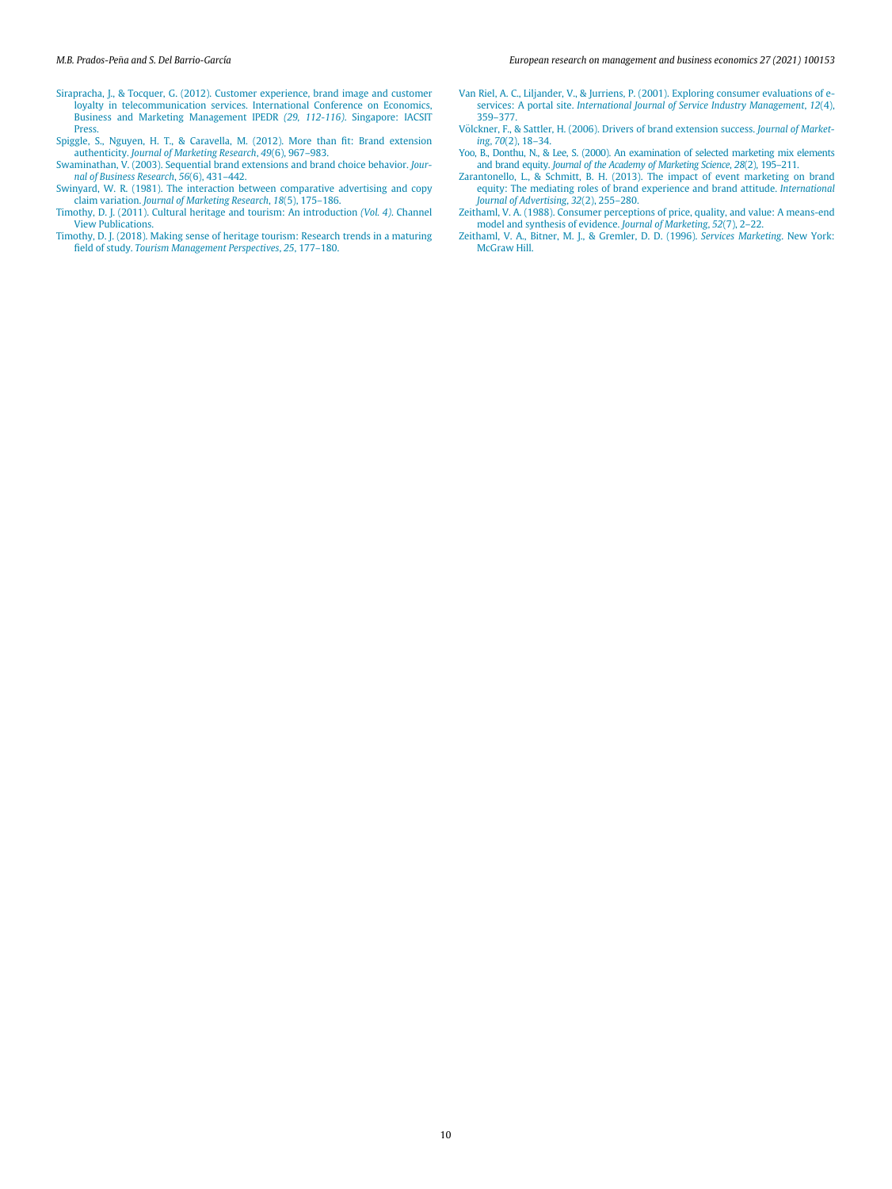Sirapracha, J., & Tocquer, G. (2012). Customer experience, brand image and customer loyalty in telecommunication services. International Conference on Economics, Business and Marketing Management IPEDR *(29, 112-116)*. Singapore: IACSIT Press.

Spiggle, S., Nguyen, H. T., & Caravella, M. (2012). More than fit: Brand extension authenticity. *Journal of Marketing Research*, *49*(6), 967–983.

Swaminathan, V. (2003). Sequential brand extensions and brand choice behavior. *Journal of Business Research*, *56*(6), 431–442.

Swinyard, W. R. (1981). The interaction between comparative advertising and copy claim variation. *Journal of Marketing Research*, *18*(5), 175–186.

Timothy, D. J. (2011). Cultural heritage and tourism: An introduction *(Vol. 4)*. Channel View Publications.

Timothy, D. J. (2018). Making sense of heritage tourism: Research trends in a maturing field of study. *Tourism Management Perspectives*, *25*, 177–180.

Van Riel, A. C., Liljander, V., & Jurriens, P. (2001). Exploring consumer evaluations of e-services: A portal site. *International Journal of Service Industry Management*, *12*(4), 359–377.

Völckner, F., & Sattler, H. (2006). Drivers of brand extension success. *Journal of Marketing*, *70*(2), 18–34.

Yoo, B., Donthu, N., & Lee, S. (2000). An examination of selected marketing mix elements and brand equity. *Journal of the Academy of Marketing Science*, *28*(2), 195–211.

Zarantonello, L., & Schmitt, B. H. (2013). The impact of event marketing on brand equity: The mediating roles of brand experience and brand attitude. *International Journal of Advertising*, *32*(2), 255–280.

Zeithaml, V. A. (1988). Consumer perceptions of price, quality, and value: A means-end model and synthesis of evidence. *Journal of Marketing*, *52*(7), 2–22.

Zeithaml, V. A., Bitner, M. J., & Gremler, D. D. (1996). *Services Marketing*. New York: McGraw Hill.